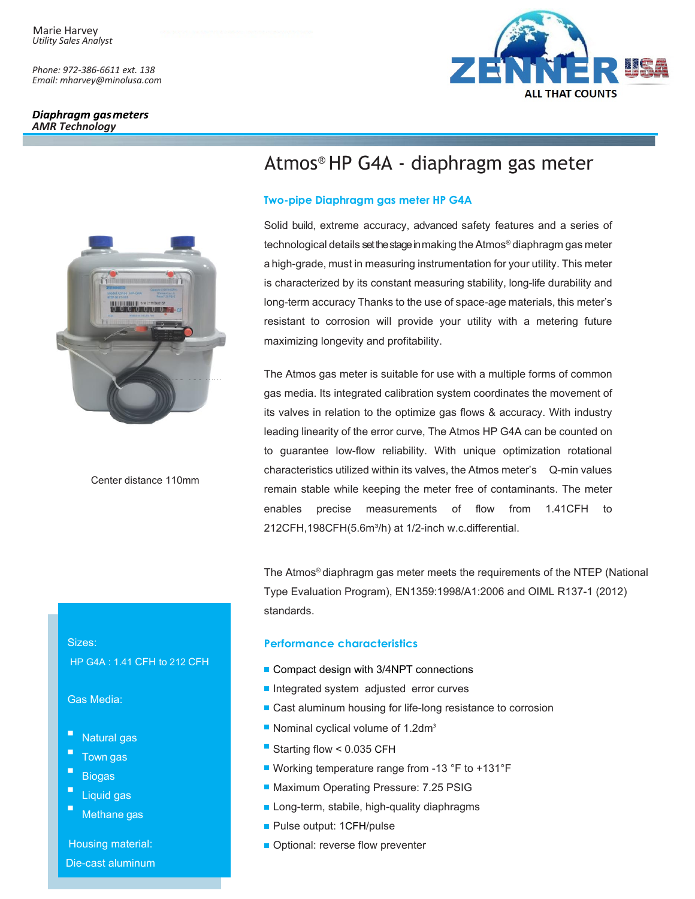Marie Harvey
*Utility Sales Analyst*

*Phone: 972-386-6611 ext. 138*
*Email: mharvey@minolusa.com*

***Diaphragm gas meters***
***AMR Technology***

ZENNER USA
ALL THAT COUNTS

# Atmos® HP G4A - diaphragm gas meter

Center distance 110mm

## Two-pipe Diaphragm gas meter HP G4A

Solid build, extreme accuracy, advanced safety features and a series of technological details set the stage in making the Atmos® diaphragm gas meter a high-grade, must in measuring instrumentation for your utility. This meter is characterized by its constant measuring stability, long-life durability and long-term accuracy Thanks to the use of space-age materials, this meter's resistant to corrosion will provide your utility with a metering future maximizing longevity and profitability.

The Atmos gas meter is suitable for use with a multiple forms of common gas media. Its integrated calibration system coordinates the movement of its valves in relation to the optimize gas flows & accuracy. With industry leading linearity of the error curve, The Atmos HP G4A can be counted on to guarantee low-flow reliability. With unique optimization rotational characteristics utilized within its valves, the Atmos meter's Q-min values remain stable while keeping the meter free of contaminants. The meter enables precise measurements of flow from 1.41CFH to 212CFH,198CFH(5.6m³/h) at 1/2-inch w.c.differential.

The Atmos® diaphragm gas meter meets the requirements of the NTEP (National Type Evaluation Program), EN1359:1998/A1:2006 and OIML R137-1 (2012) standards.

Sizes:
HP G4A : 1.41 CFH to 212 CFH

Gas Media:

- Natural gas
- Town gas
- Biogas
- Liquid gas
- Methane gas

Housing material:
Die-cast aluminum

## Performance characteristics

- Compact design with 3/4NPT connections
- Integrated system adjusted error curves
- Cast aluminum housing for life-long resistance to corrosion
- Nominal cyclical volume of 1.2dm³
- Starting flow < 0.035 CFH
- Working temperature range from -13 °F to +131°F
- Maximum Operating Pressure: 7.25 PSIG
- Long-term, stabile, high-quality diaphragms
- Pulse output: 1CFH/pulse
- Optional: reverse flow preventer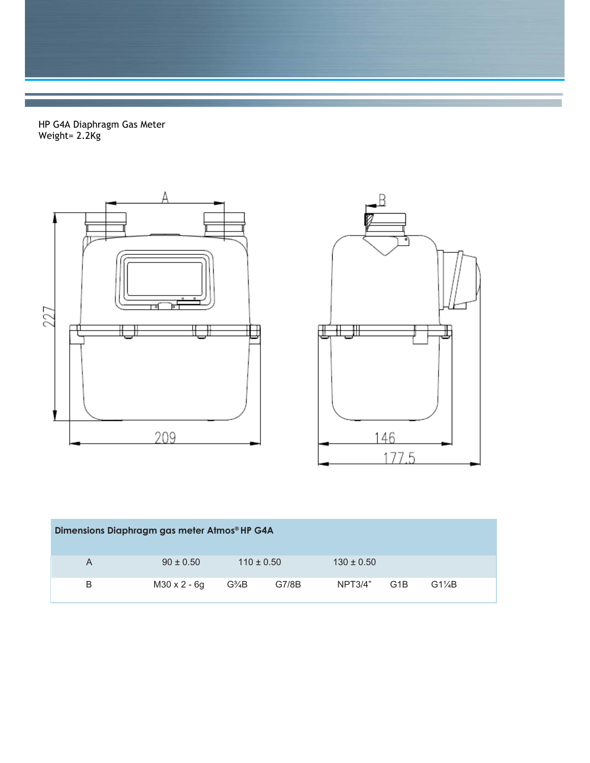HP G4A Diaphragm Gas Meter
Weight= 2.2Kg

A
B
227
209
146
177.5

| Dimensions Diaphragm gas meter Atmos® HP G4A | | | | | | |
|---|---|---|---|---|---|---|
| A | 90 ± 0.50 | 110 ± 0.50 | | 130 ± 0.50 | | |
| B | M30 x 2 - 6g | G¾B | G7/8B | NPT3/4” | G1B | G1¼B |